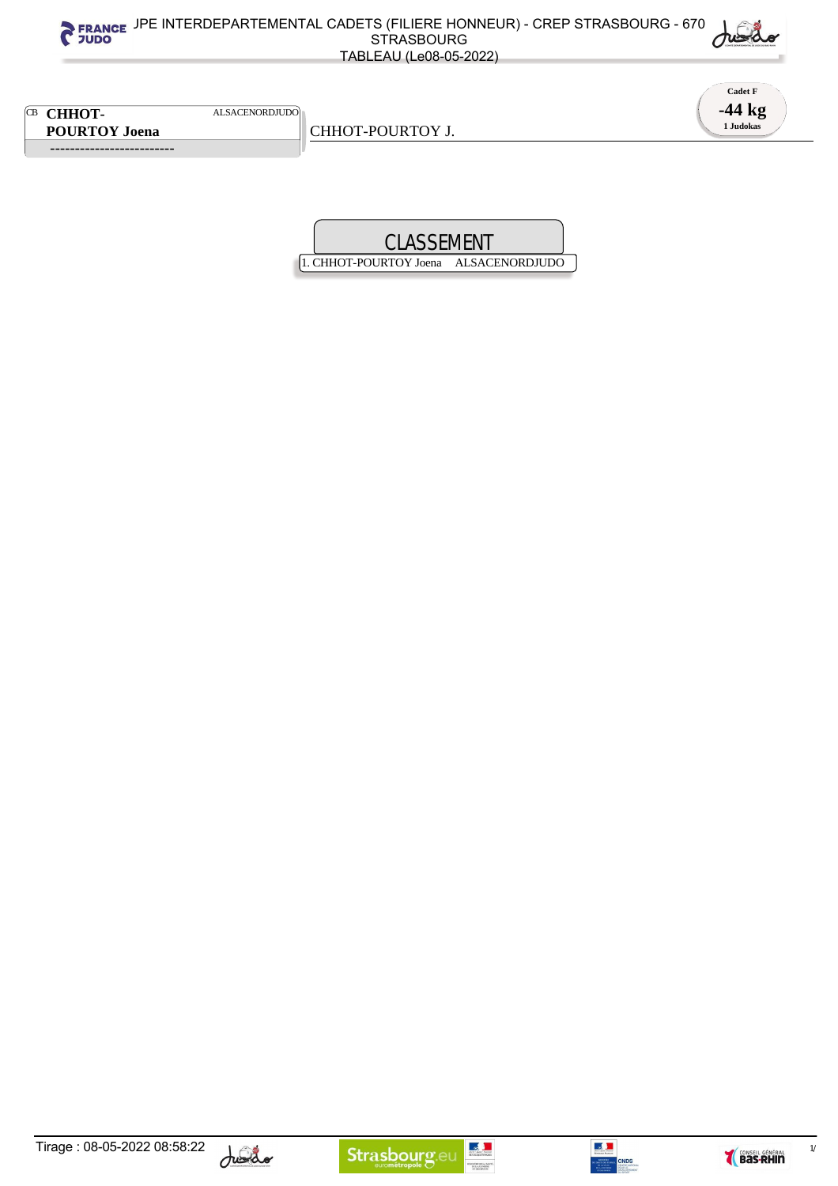# JPE INTERDEPARTEMENTAL CADETS (FILIERE HONNEUR) - CREP STRASBOURG - 670 STRASBOURG

TABLEAU (Le08-05-2022)

**Cadet F**

**-44 kg**

**1 Judokas**

CB **CHHOT-POURTOY Joena** ALSACENORDJUDO

-------------------------

CHHOT-POURTOY J.

## CLASSEMENT

1. CHHOT-POURTOY Joena ALSACENORDJUDO

Tirage : 08-05-2022 08:58:22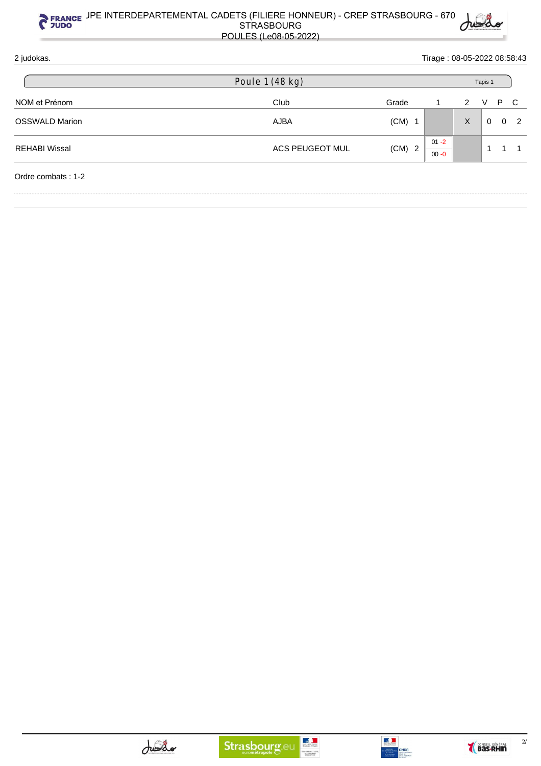2 judokas.

Tirage : 08-05-2022 08:58:43

## Poule 1 (48 kg)

Tapis 1

| NOM et Prénom | Club | Grade | | 1 | 2 | V | P | C |
|---|---|---|---|---|---|---|---|---|
| OSSWALD Marion | AJBA | (CM) | 1 | | X | 0 | 0 | 2 |
| REHABI Wissal | ACS PEUGEOT MUL | (CM) | 2 | 01 -2 / 00 -0 | | 1 | 1 | 1 |

Ordre combats : 1-2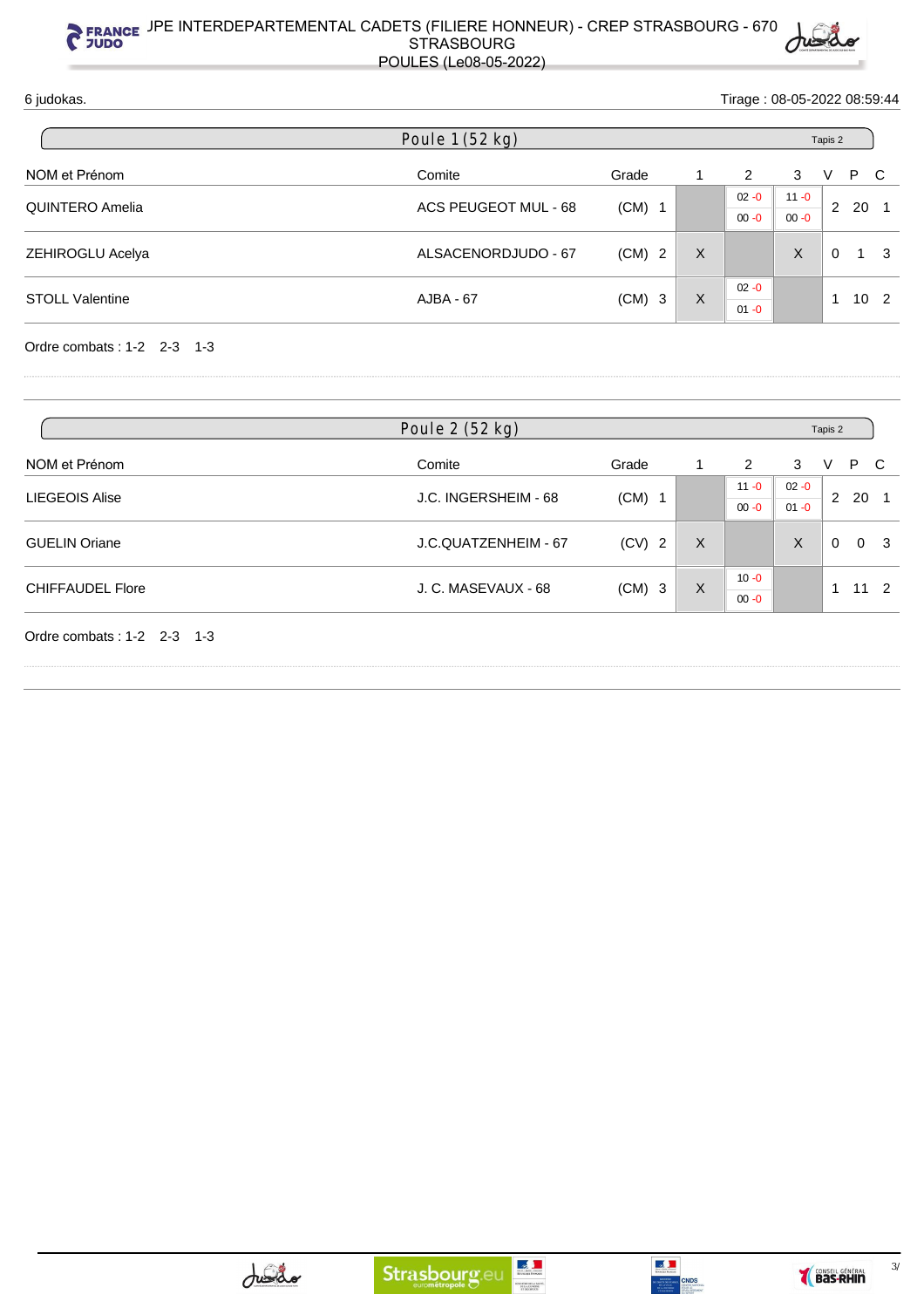# JPE INTERDEPARTEMENTAL CADETS (FILIERE HONNEUR) - CREP STRASBOURG - 670 STRASBOURG

## POULES (Le08-05-2022)

6 judokas. Tirage : 08-05-2022 08:59:44

### Poule 1 (52 kg) — Tapis 2

| NOM et Prénom | Comite | Grade | | 1 | 2 | 3 | V | P | C |
|---|---|---|---|---|---|---|---|---|---|
| QUINTERO Amelia | ACS PEUGEOT MUL - 68 | (CM) | 1 | | 02 -0 / 00 -0 | 11 -0 / 00 -0 | 2 | 20 | 1 |
| ZEHIROGLU Acelya | ALSACENORDJUDO - 67 | (CM) | 2 | X | | X | 0 | 1 | 3 |
| STOLL Valentine | AJBA - 67 | (CM) | 3 | X | 02 -0 / 01 -0 | | 1 | 10 | 2 |

Ordre combats : 1-2 2-3 1-3

### Poule 2 (52 kg) — Tapis 2

| NOM et Prénom | Comite | Grade | | 1 | 2 | 3 | V | P | C |
|---|---|---|---|---|---|---|---|---|---|
| LIEGEOIS Alise | J.C. INGERSHEIM - 68 | (CM) | 1 | | 11 -0 / 00 -0 | 02 -0 / 01 -0 | 2 | 20 | 1 |
| GUELIN Oriane | J.C.QUATZENHEIM - 67 | (CV) | 2 | X | | X | 0 | 0 | 3 |
| CHIFFAUDEL Flore | J. C. MASEVAUX - 68 | (CM) | 3 | X | 10 -0 / 00 -0 | | 1 | 11 | 2 |

Ordre combats : 1-2 2-3 1-3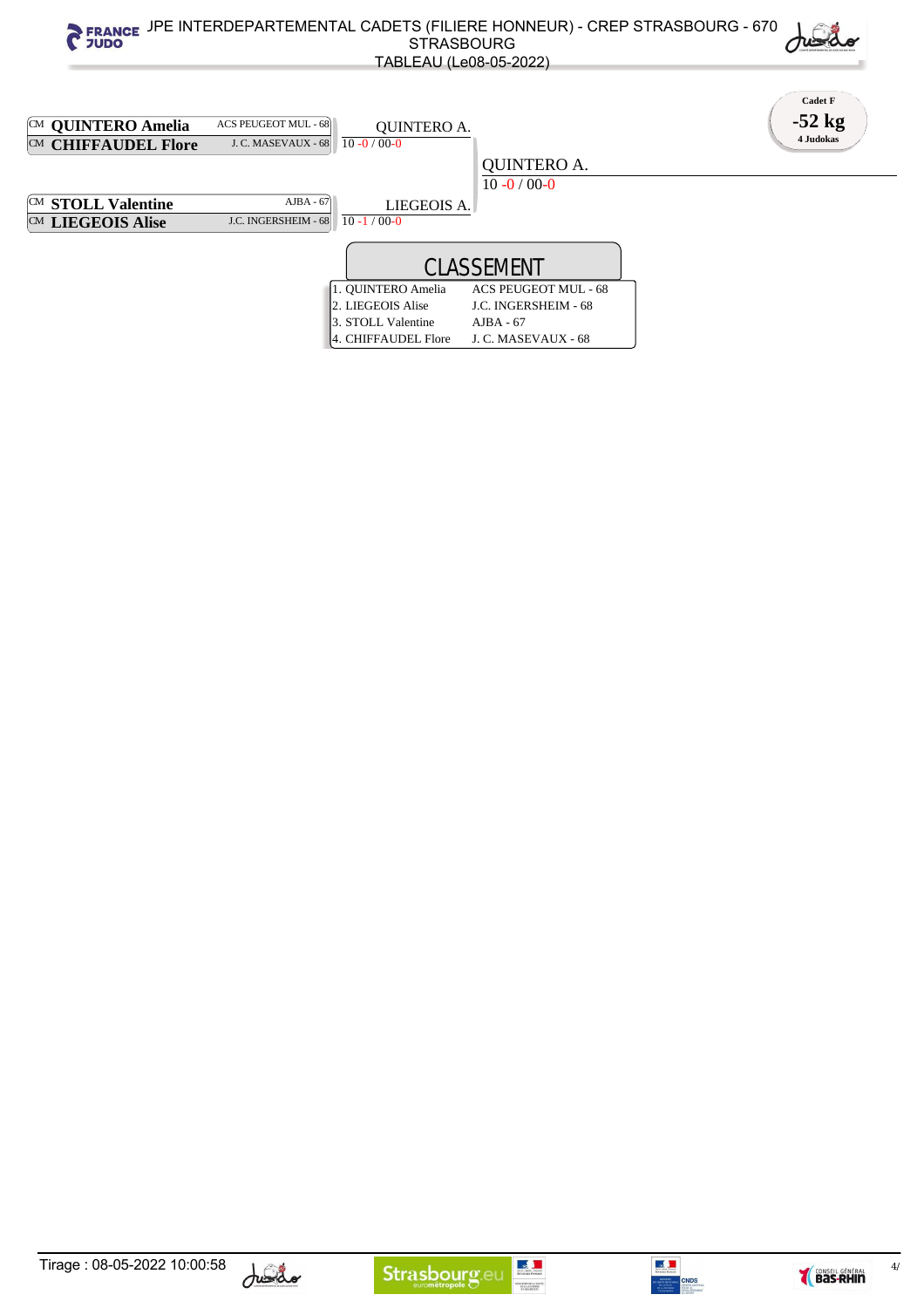# JPE INTERDEPARTEMENTAL CADETS (FILIERE HONNEUR) - CREP STRASBOURG - 670 STRASBOURG

TABLEAU (Le08-05-2022)

**Cadet F**
**-52 kg**
**4 Judokas**

| Judoka | Club | Vainqueur | Score |
|---|---|---|---|
| CM **QUINTERO Amelia** | ACS PEUGEOT MUL - 68 | QUINTERO A. | 10 -0 / 00-0 |
| CM **CHIFFAUDEL Flore** | J. C. MASEVAUX - 68 | | |
| CM **STOLL Valentine** | AJBA - 67 | LIEGEOIS A. | 10 -1 / 00-0 |
| CM **LIEGEOIS Alise** | J.C. INGERSHEIM - 68 | | |

Finale : QUINTERO A. — 10 -0 / 00-0

## CLASSEMENT

| Rang | Judoka | Club |
|---|---|---|
| 1. | QUINTERO Amelia | ACS PEUGEOT MUL - 68 |
| 2. | LIEGEOIS Alise | J.C. INGERSHEIM - 68 |
| 3. | STOLL Valentine | AJBA - 67 |
| 4. | CHIFFAUDEL Flore | J. C. MASEVAUX - 68 |

Tirage : 08-05-2022 10:00:58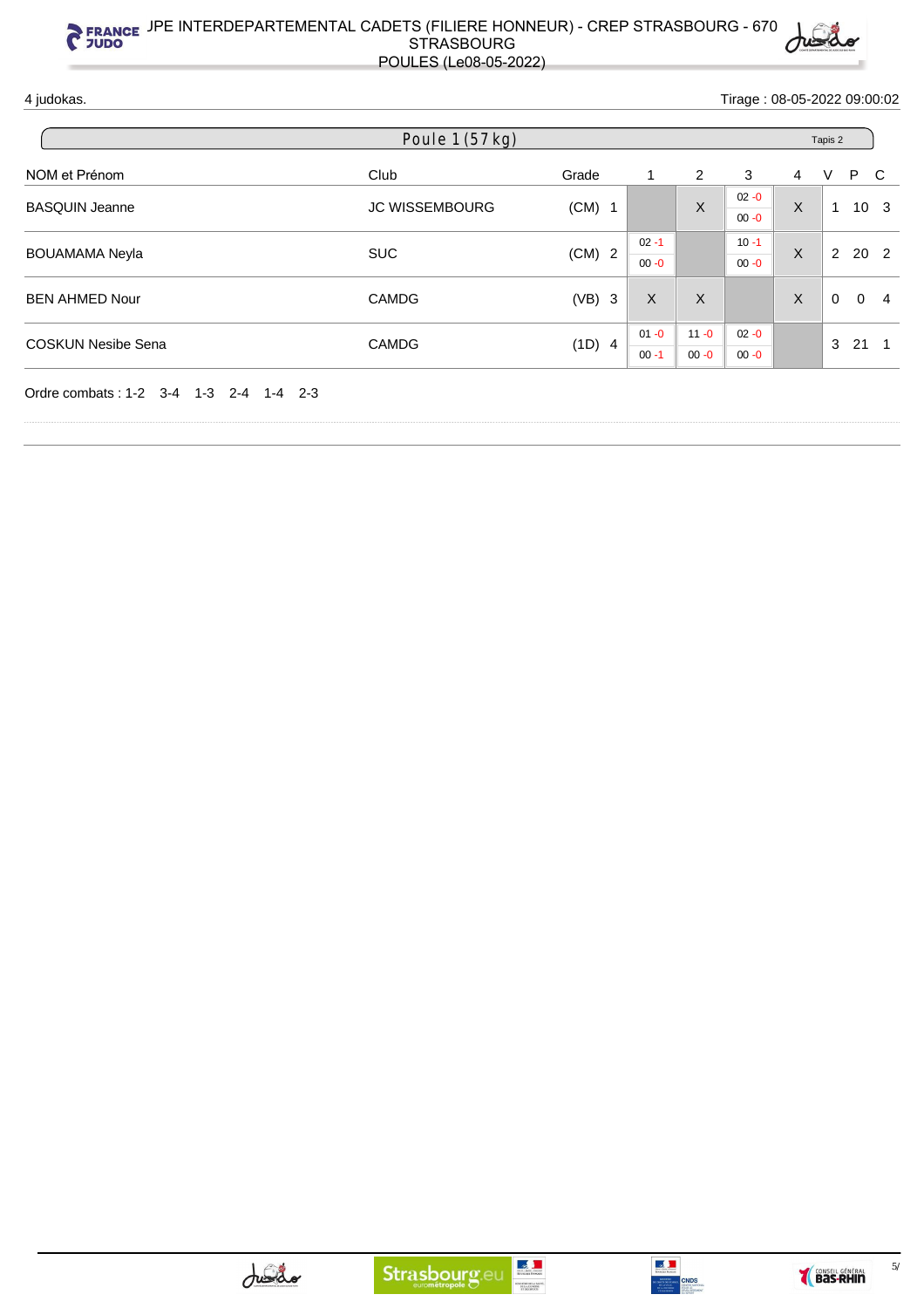# JPE INTERDEPARTEMENTAL CADETS (FILIERE HONNEUR) - CREP STRASBOURG - 670 STRASBOURG

POULES (Le08-05-2022)

4 judokas. Tirage : 08-05-2022 09:00:02

## Poule 1 (57 kg) — Tapis 2

| NOM et Prénom | Club | Grade | | 1 | 2 | 3 | 4 | V | P | C |
|---|---|---|---|---|---|---|---|---|---|---|
| BASQUIN Jeanne | JC WISSEMBOURG | (CM) | 1 | | X | 02 -0 / 00 -0 | X | 1 | 10 | 3 |
| BOUAMAMA Neyla | SUC | (CM) | 2 | 02 -1 / 00 -0 | | 10 -1 / 00 -0 | X | 2 | 20 | 2 |
| BEN AHMED Nour | CAMDG | (VB) | 3 | X | X | | X | 0 | 0 | 4 |
| COSKUN Nesibe Sena | CAMDG | (1D) | 4 | 01 -0 / 00 -1 | 11 -0 / 00 -0 | 02 -0 / 00 -0 | | 3 | 21 | 1 |

Ordre combats : 1-2 3-4 1-3 2-4 1-4 2-3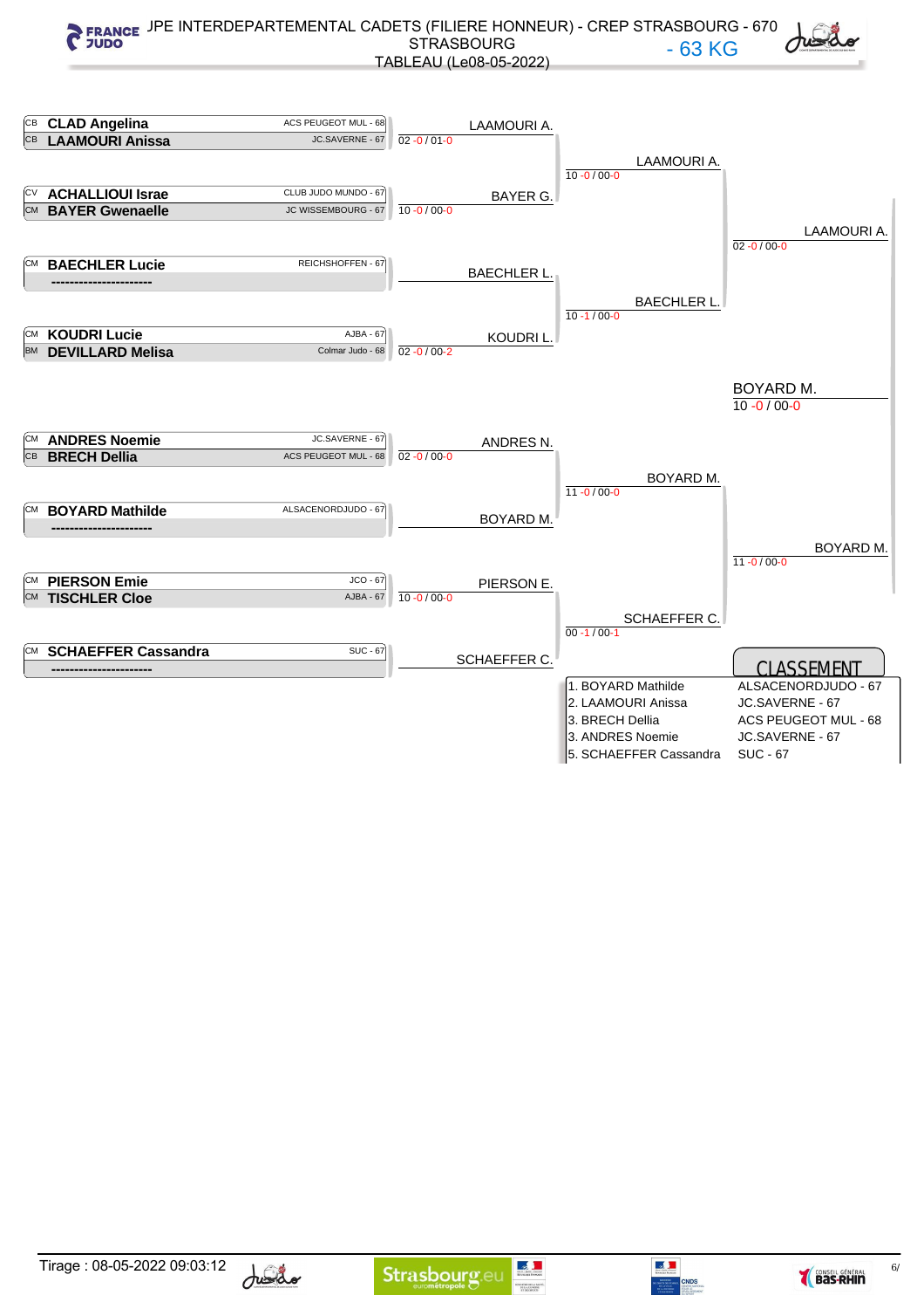# JPE INTERDEPARTEMENTAL CADETS (FILIERE HONNEUR) - CREP STRASBOURG - 670 STRASBOURG

## - 63 KG

TABLEAU (Le08-05-2022)

### Premier tour

| Combattant 1 | Club | Combattant 2 | Club | Vainqueur | Score |
|---|---|---|---|---|---|
| CB CLAD Angelina | ACS PEUGEOT MUL - 68 | CB LAAMOURI Anissa | JC.SAVERNE - 67 | LAAMOURI A. | 02 -0 / 01-0 |
| CV ACHALLIOUI Israe | CLUB JUDO MUNDO - 67 | CM BAYER Gwenaelle | JC WISSEMBOURG - 67 | BAYER G. | 10 -0 / 00-0 |
| CM BAECHLER Lucie | REICHSHOFFEN - 67 | ---------------------- | | BAECHLER L. | |
| CM KOUDRI Lucie | AJBA - 67 | BM DEVILLARD Melisa | Colmar Judo - 68 | KOUDRI L. | 02 -0 / 00-2 |
| CM ANDRES Noemie | JC.SAVERNE - 67 | CB BRECH Dellia | ACS PEUGEOT MUL - 68 | ANDRES N. | 02 -0 / 00-0 |
| CM BOYARD Mathilde | ALSACENORDJUDO - 67 | ---------------------- | | BOYARD M. | |
| CM PIERSON Emie | JCO - 67 | CM TISCHLER Cloe | AJBA - 67 | PIERSON E. | 10 -0 / 00-0 |
| CM SCHAEFFER Cassandra | SUC - 67 | ---------------------- | | SCHAEFFER C. | |

### Quarts de finale

| Vainqueur | Score |
|---|---|
| LAAMOURI A. | 10 -0 / 00-0 |
| BAECHLER L. | 10 -1 / 00-0 |
| BOYARD M. | 11 -0 / 00-0 |
| SCHAEFFER C. | 00 -1 / 00-1 |

### Demi-finales

| Vainqueur | Score |
|---|---|
| LAAMOURI A. | 02 -0 / 00-0 |
| BOYARD M. | 11 -0 / 00-0 |

### Finale

| Vainqueur | Score |
|---|---|
| BOYARD M. | 10 -0 / 00-0 |

### CLASSEMENT

| Place | Nom | Club |
|---|---|---|
| 1. | BOYARD Mathilde | ALSACENORDJUDO - 67 |
| 2. | LAAMOURI Anissa | JC.SAVERNE - 67 |
| 3. | BRECH Dellia | ACS PEUGEOT MUL - 68 |
| 3. | ANDRES Noemie | JC.SAVERNE - 67 |
| 5. | SCHAEFFER Cassandra | SUC - 67 |

Tirage : 08-05-2022 09:03:12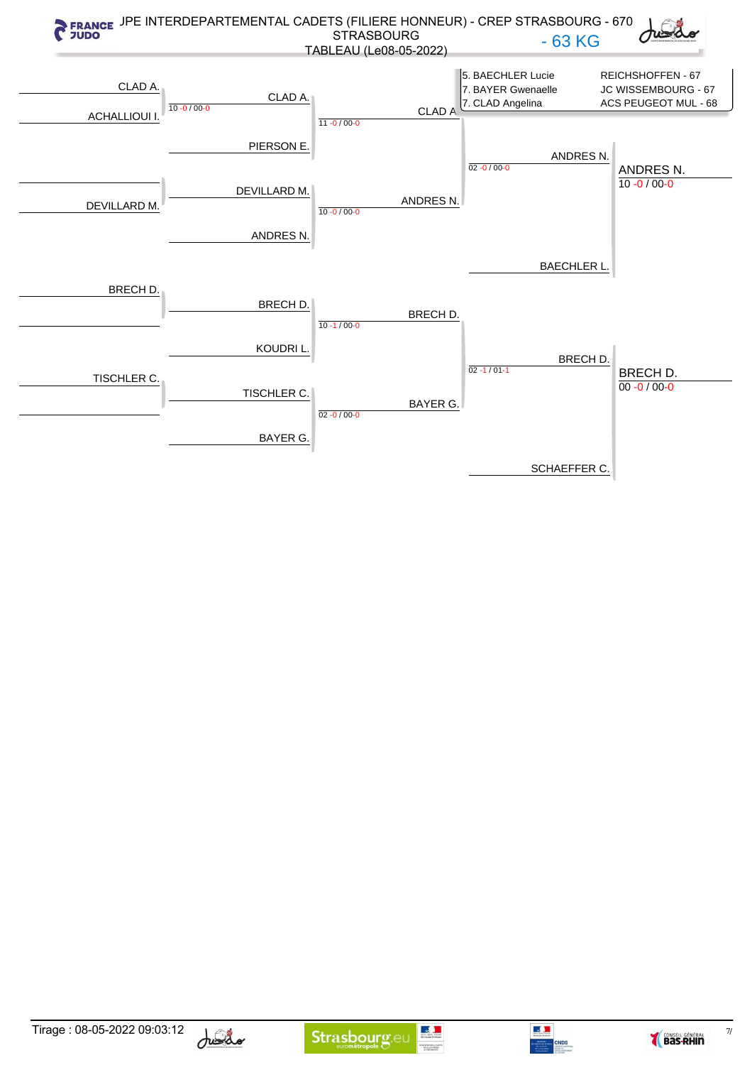# JPE INTERDEPARTEMENTAL CADETS (FILIERE HONNEUR) - CREP STRASBOURG - 670 STRASBOURG

## - 63 KG

TABLEAU (Le08-05-2022)

| Classement | Nom | Club |
|---|---|---|
| 5. | BAECHLER Lucie | REICHSHOFFEN - 67 |
| 7. | BAYER Gwenaelle | JC WISSEMBOURG - 67 |
| 7. | CLAD Angelina | ACS PEUGEOT MUL - 68 |

### Premier tour

| Combattant 1 | Combattant 2 | Vainqueur | Score |
|---|---|---|---|
| CLAD A. | ACHALLIOUI I. | CLAD A. | 10 -0 / 00-0 |
| | DEVILLARD M. | DEVILLARD M. | |
| BRECH D. | | BRECH D. | |
| TISCHLER C. | | TISCHLER C. | |

### Deuxième tour

| Combattant 1 | Combattant 2 | Vainqueur | Score |
|---|---|---|---|
| CLAD A. | PIERSON E. | CLAD A. | 11 -0 / 00-0 |
| DEVILLARD M. | ANDRES N. | ANDRES N. | 10 -0 / 00-0 |
| BRECH D. | KOUDRI L. | BRECH D. | 10 -1 / 00-0 |
| TISCHLER C. | BAYER G. | BAYER G. | 02 -0 / 00-0 |

### Troisième tour

| Combattant 1 | Combattant 2 | Vainqueur | Score |
|---|---|---|---|
| CLAD A. | ANDRES N. | ANDRES N. | 02 -0 / 00-0 |
| BRECH D. | BAYER G. | BRECH D. | 02 -1 / 01-1 |

### Quatrième tour

| Combattant 1 | Combattant 2 | Vainqueur | Score |
|---|---|---|---|
| ANDRES N. | BAECHLER L. | ANDRES N. | 10 -0 / 00-0 |
| BRECH D. | SCHAEFFER C. | BRECH D. | 00 -0 / 00-0 |

Tirage : 08-05-2022 09:03:12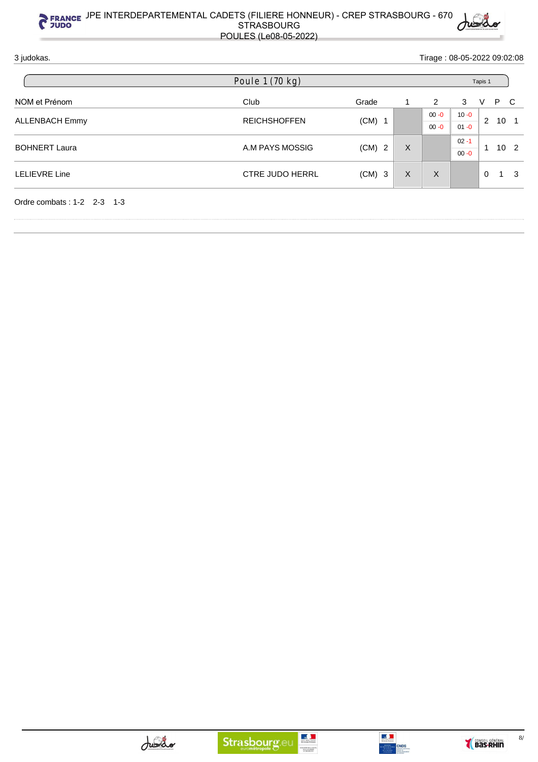# JPE INTERDEPARTEMENTAL CADETS (FILIERE HONNEUR) - CREP STRASBOURG - 670 STRASBOURG

## POULES (Le08-05-2022)

3 judokas.

Tirage : 08-05-2022 09:02:08

### Poule 1 (70 kg)

Tapis 1

| NOM et Prénom | Club | Grade | | 1 | 2 | 3 | V | P | C |
|---|---|---|---|---|---|---|---|---|---|
| ALLENBACH Emmy | REICHSHOFFEN | (CM) | 1 | | 00 -0 / 00 -0 | 10 -0 / 01 -0 | 2 | 10 | 1 |
| BOHNERT Laura | A.M PAYS MOSSIG | (CM) | 2 | X | | 02 -1 / 00 -0 | 1 | 10 | 2 |
| LELIEVRE Line | CTRE JUDO HERRL | (CM) | 3 | X | X | | 0 | 1 | 3 |

Ordre combats : 1-2 2-3 1-3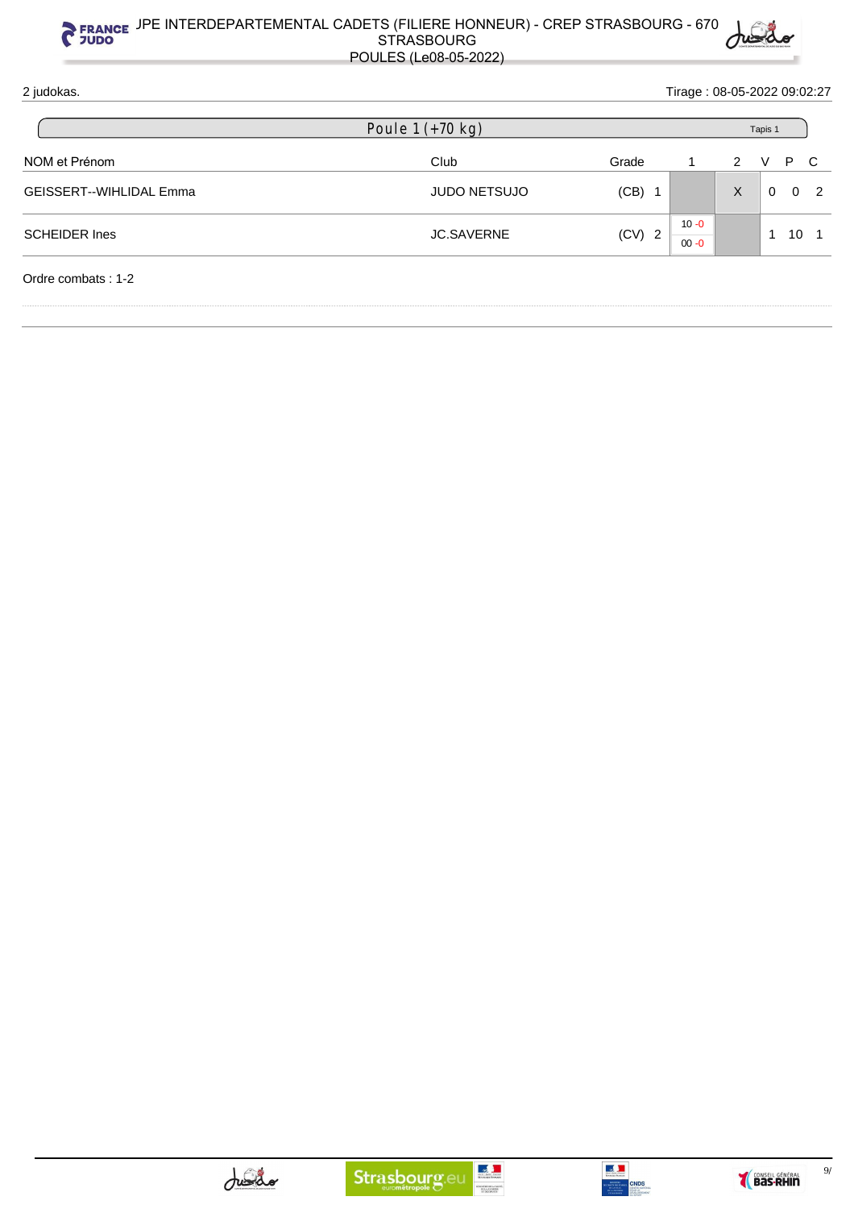JPE INTERDEPARTEMENTAL CADETS (FILIERE HONNEUR) - CREP STRASBOURG - 670 STRASBOURG
POULES (Le08-05-2022)

2 judokas. Tirage : 08-05-2022 09:02:27

## Poule 1 (+70 kg)

Tapis 1

| NOM et Prénom | Club | Grade | | 1 | 2 | V | P | C |
|---|---|---|---|---|---|---|---|---|
| GEISSERT--WIHLIDAL Emma | JUDO NETSUJO | (CB) | 1 | | X | 0 | 0 | 2 |
| SCHEIDER Ines | JC.SAVERNE | (CV) | 2 | 10 -0 / 00 -0 | | 1 | 10 | 1 |

Ordre combats : 1-2